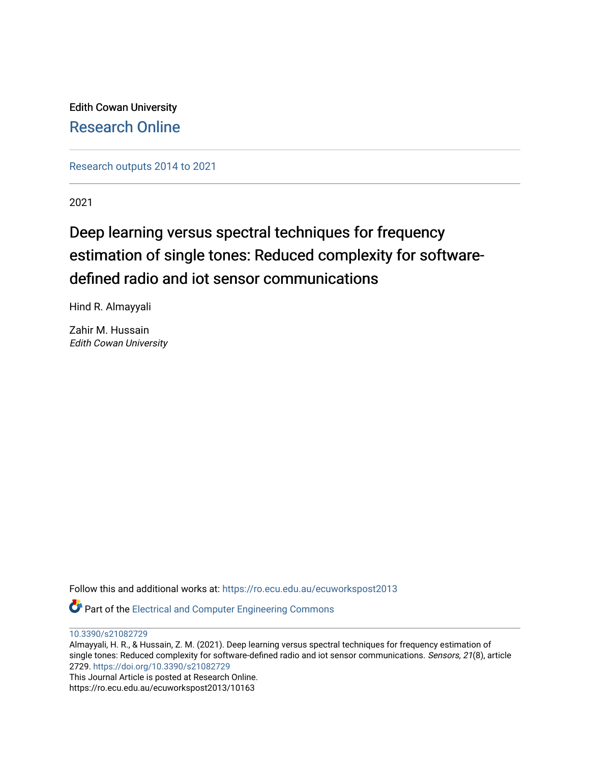Edith Cowan University

## Research Online

Research outputs 2014 to 2021

2021

# Deep learning versus spectral techniques for frequency estimation of single tones: Reduced complexity for software-defined radio and iot sensor communications

Hind R. Almayyali

Zahir M. Hussain
*Edith Cowan University*

Follow this and additional works at: https://ro.ecu.edu.au/ecuworkspost2013

Part of the Electrical and Computer Engineering Commons

10.3390/s21082729

Almayyali, H. R., & Hussain, Z. M. (2021). Deep learning versus spectral techniques for frequency estimation of single tones: Reduced complexity for software-defined radio and iot sensor communications. *Sensors, 21*(8), article 2729. https://doi.org/10.3390/s21082729

This Journal Article is posted at Research Online.
https://ro.ecu.edu.au/ecuworkspost2013/10163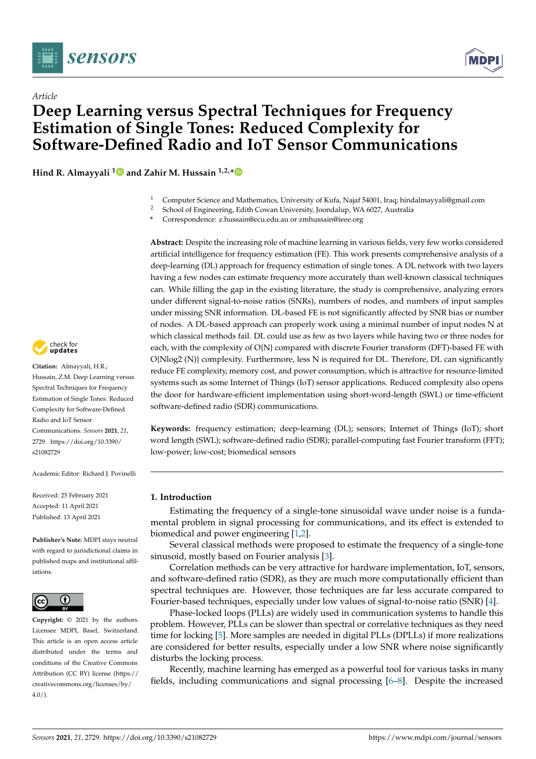*Article*

# Deep Learning versus Spectral Techniques for Frequency Estimation of Single Tones: Reduced Complexity for Software-Defined Radio and IoT Sensor Communications

**Hind R. Almayyali [1] and Zahir M. Hussain [1,2,*]**

[1] Computer Science and Mathematics, University of Kufa, Najaf 54001, Iraq; hindalmayyali@gmail.com
[2] School of Engineering, Edith Cowan University, Joondalup, WA 6027, Australia
\* Correspondence: z.hussain@ecu.edu.au or zmhussain@ieee.org

**Abstract:** Despite the increasing role of machine learning in various fields, very few works considered artificial intelligence for frequency estimation (FE). This work presents comprehensive analysis of a deep-learning (DL) approach for frequency estimation of single tones. A DL network with two layers having a few nodes can estimate frequency more accurately than well-known classical techniques can. While filling the gap in the existing literature, the study is comprehensive, analyzing errors under different signal-to-noise ratios (SNRs), numbers of nodes, and numbers of input samples under missing SNR information. DL-based FE is not significantly affected by SNR bias or number of nodes. A DL-based approach can properly work using a minimal number of input nodes N at which classical methods fail. DL could use as few as two layers while having two or three nodes for each, with the complexity of O{N} compared with discrete Fourier transform (DFT)-based FE with O{Nlog2 (N)} complexity. Furthermore, less N is required for DL. Therefore, DL can significantly reduce FE complexity, memory cost, and power consumption, which is attractive for resource-limited systems such as some Internet of Things (IoT) sensor applications. Reduced complexity also opens the door for hardware-efficient implementation using short-word-length (SWL) or time-efficient software-defined radio (SDR) communications.

**Keywords:** frequency estimation; deep-learning (DL); sensors; Internet of Things (IoT); short word length (SWL); software-defined radio (SDR); parallel-computing fast Fourier transform (FFT); low-power; low-cost; biomedical sensors

**Citation:** Almayyali, H.R.; Hussain, Z.M. Deep Learning versus Spectral Techniques for Frequency Estimation of Single Tones: Reduced Complexity for Software-Defined Radio and IoT Sensor Communications. *Sensors* **2021**, *21*, 2729. https://doi.org/10.3390/s21082729

Academic Editor: Richard J. Povinelli

Received: 25 February 2021
Accepted: 11 April 2021
Published: 13 April 2021

**Publisher's Note:** MDPI stays neutral with regard to jurisdictional claims in published maps and institutional affiliations.

**Copyright:** © 2021 by the authors. Licensee MDPI, Basel, Switzerland. This article is an open access article distributed under the terms and conditions of the Creative Commons Attribution (CC BY) license (https://creativecommons.org/licenses/by/4.0/).

## 1. Introduction

Estimating the frequency of a single-tone sinusoidal wave under noise is a fundamental problem in signal processing for communications, and its effect is extended to biomedical and power engineering [1,2].

Several classical methods were proposed to estimate the frequency of a single-tone sinusoid, mostly based on Fourier analysis [3].

Correlation methods can be very attractive for hardware implementation, IoT, sensors, and software-defined ratio (SDR), as they are much more computationally efficient than spectral techniques are. However, those techniques are far less accurate compared to Fourier-based techniques, especially under low values of signal-to-noise ratio (SNR) [4].

Phase-locked loops (PLLs) are widely used in communication systems to handle this problem. However, PLLs can be slower than spectral or correlative techniques as they need time for locking [5]. More samples are needed in digital PLLs (DPLLs) if more realizations are considered for better results, especially under a low SNR where noise significantly disturbs the locking process.

Recently, machine learning has emerged as a powerful tool for various tasks in many fields, including communications and signal processing [6–8]. Despite the increased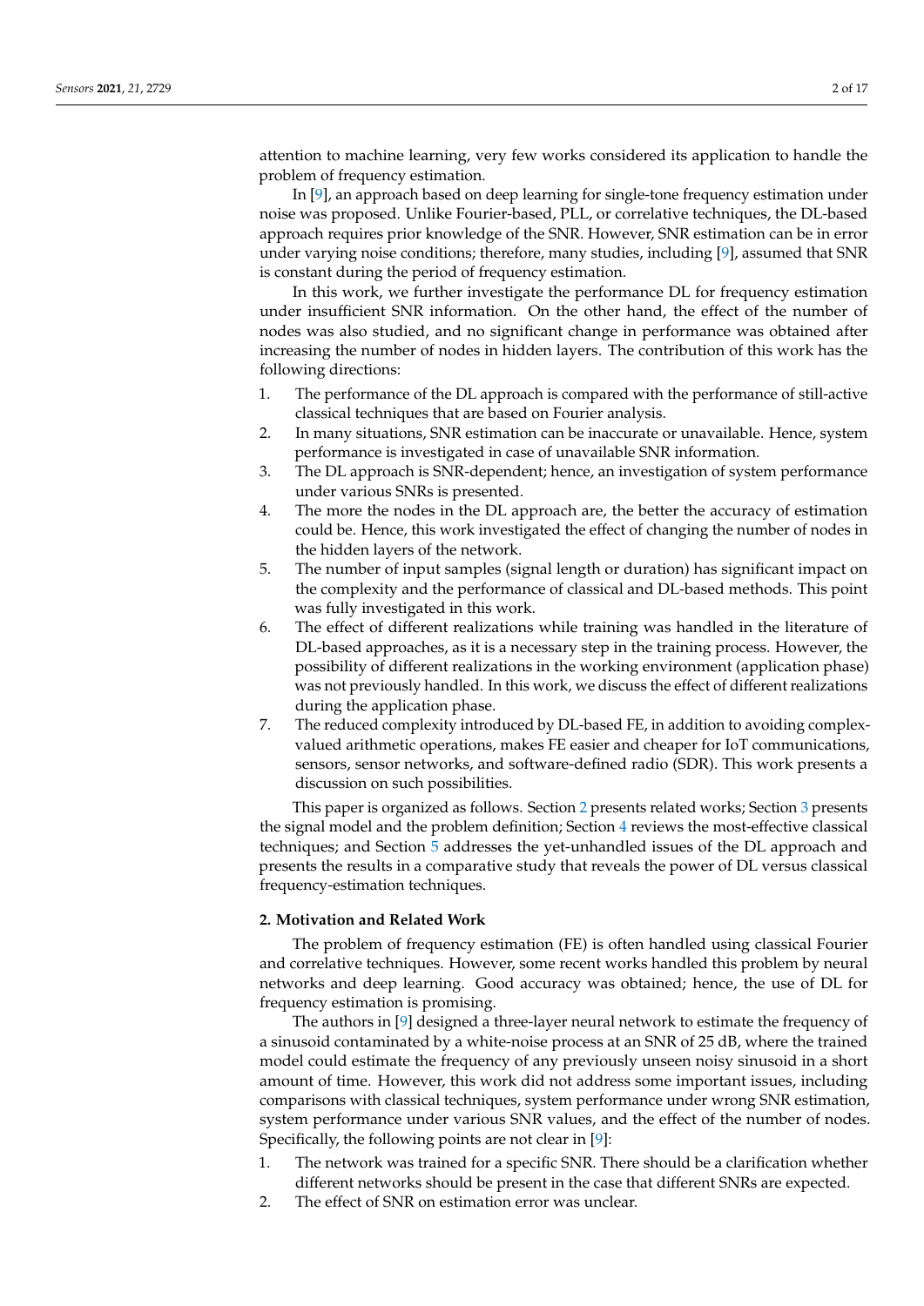attention to machine learning, very few works considered its application to handle the problem of frequency estimation.

In [9], an approach based on deep learning for single-tone frequency estimation under noise was proposed. Unlike Fourier-based, PLL, or correlative techniques, the DL-based approach requires prior knowledge of the SNR. However, SNR estimation can be in error under varying noise conditions; therefore, many studies, including [9], assumed that SNR is constant during the period of frequency estimation.

In this work, we further investigate the performance DL for frequency estimation under insufficient SNR information. On the other hand, the effect of the number of nodes was also studied, and no significant change in performance was obtained after increasing the number of nodes in hidden layers. The contribution of this work has the following directions:

1. The performance of the DL approach is compared with the performance of still-active classical techniques that are based on Fourier analysis.
2. In many situations, SNR estimation can be inaccurate or unavailable. Hence, system performance is investigated in case of unavailable SNR information.
3. The DL approach is SNR-dependent; hence, an investigation of system performance under various SNRs is presented.
4. The more the nodes in the DL approach are, the better the accuracy of estimation could be. Hence, this work investigated the effect of changing the number of nodes in the hidden layers of the network.
5. The number of input samples (signal length or duration) has significant impact on the complexity and the performance of classical and DL-based methods. This point was fully investigated in this work.
6. The effect of different realizations while training was handled in the literature of DL-based approaches, as it is a necessary step in the training process. However, the possibility of different realizations in the working environment (application phase) was not previously handled. In this work, we discuss the effect of different realizations during the application phase.
7. The reduced complexity introduced by DL-based FE, in addition to avoiding complex-valued arithmetic operations, makes FE easier and cheaper for IoT communications, sensors, sensor networks, and software-defined radio (SDR). This work presents a discussion on such possibilities.

This paper is organized as follows. Section 2 presents related works; Section 3 presents the signal model and the problem definition; Section 4 reviews the most-effective classical techniques; and Section 5 addresses the yet-unhandled issues of the DL approach and presents the results in a comparative study that reveals the power of DL versus classical frequency-estimation techniques.

## 2. Motivation and Related Work

The problem of frequency estimation (FE) is often handled using classical Fourier and correlative techniques. However, some recent works handled this problem by neural networks and deep learning. Good accuracy was obtained; hence, the use of DL for frequency estimation is promising.

The authors in [9] designed a three-layer neural network to estimate the frequency of a sinusoid contaminated by a white-noise process at an SNR of 25 dB, where the trained model could estimate the frequency of any previously unseen noisy sinusoid in a short amount of time. However, this work did not address some important issues, including comparisons with classical techniques, system performance under wrong SNR estimation, system performance under various SNR values, and the effect of the number of nodes. Specifically, the following points are not clear in [9]:

1. The network was trained for a specific SNR. There should be a clarification whether different networks should be present in the case that different SNRs are expected.
2. The effect of SNR on estimation error was unclear.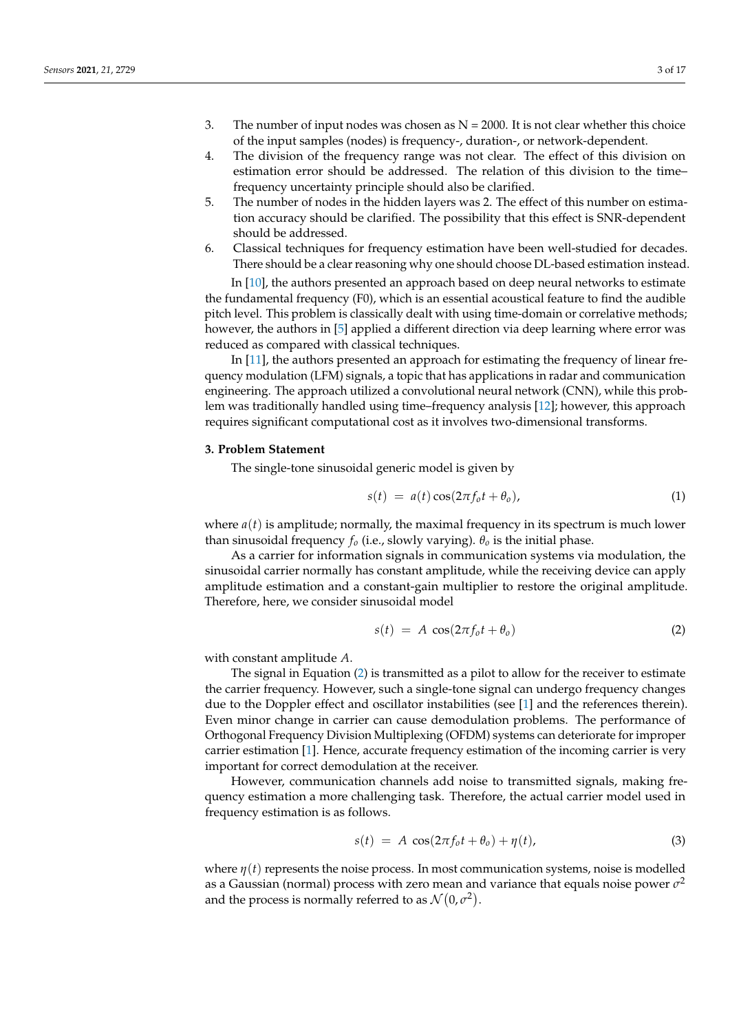3. The number of input nodes was chosen as N = 2000. It is not clear whether this choice of the input samples (nodes) is frequency-, duration-, or network-dependent.
4. The division of the frequency range was not clear. The effect of this division on estimation error should be addressed. The relation of this division to the time–frequency uncertainty principle should also be clarified.
5. The number of nodes in the hidden layers was 2. The effect of this number on estimation accuracy should be clarified. The possibility that this effect is SNR-dependent should be addressed.
6. Classical techniques for frequency estimation have been well-studied for decades. There should be a clear reasoning why one should choose DL-based estimation instead.

In [10], the authors presented an approach based on deep neural networks to estimate the fundamental frequency (F0), which is an essential acoustical feature to find the audible pitch level. This problem is classically dealt with using time-domain or correlative methods; however, the authors in [5] applied a different direction via deep learning where error was reduced as compared with classical techniques.

In [11], the authors presented an approach for estimating the frequency of linear frequency modulation (LFM) signals, a topic that has applications in radar and communication engineering. The approach utilized a convolutional neural network (CNN), while this problem was traditionally handled using time–frequency analysis [12]; however, this approach requires significant computational cost as it involves two-dimensional transforms.

### 3. Problem Statement

The single-tone sinusoidal generic model is given by

$$s(t) \;=\; a(t)\cos(2\pi f_o t + \theta_o), \tag{1}$$

where $a(t)$ is amplitude; normally, the maximal frequency in its spectrum is much lower than sinusoidal frequency $f_o$ (i.e., slowly varying). $\theta_o$ is the initial phase.

As a carrier for information signals in communication systems via modulation, the sinusoidal carrier normally has constant amplitude, while the receiving device can apply amplitude estimation and a constant-gain multiplier to restore the original amplitude. Therefore, here, we consider sinusoidal model

$$s(t) \;=\; A\ \cos(2\pi f_o t + \theta_o) \tag{2}$$

with constant amplitude $A$.

The signal in Equation (2) is transmitted as a pilot to allow for the receiver to estimate the carrier frequency. However, such a single-tone signal can undergo frequency changes due to the Doppler effect and oscillator instabilities (see [1] and the references therein). Even minor change in carrier can cause demodulation problems. The performance of Orthogonal Frequency Division Multiplexing (OFDM) systems can deteriorate for improper carrier estimation [1]. Hence, accurate frequency estimation of the incoming carrier is very important for correct demodulation at the receiver.

However, communication channels add noise to transmitted signals, making frequency estimation a more challenging task. Therefore, the actual carrier model used in frequency estimation is as follows.

$$s(t) \;=\; A\ \cos(2\pi f_o t + \theta_o) + \eta(t), \tag{3}$$

where $\eta(t)$ represents the noise process. In most communication systems, noise is modelled as a Gaussian (normal) process with zero mean and variance that equals noise power $\sigma^2$ and the process is normally referred to as $\mathcal{N}(0, \sigma^2)$.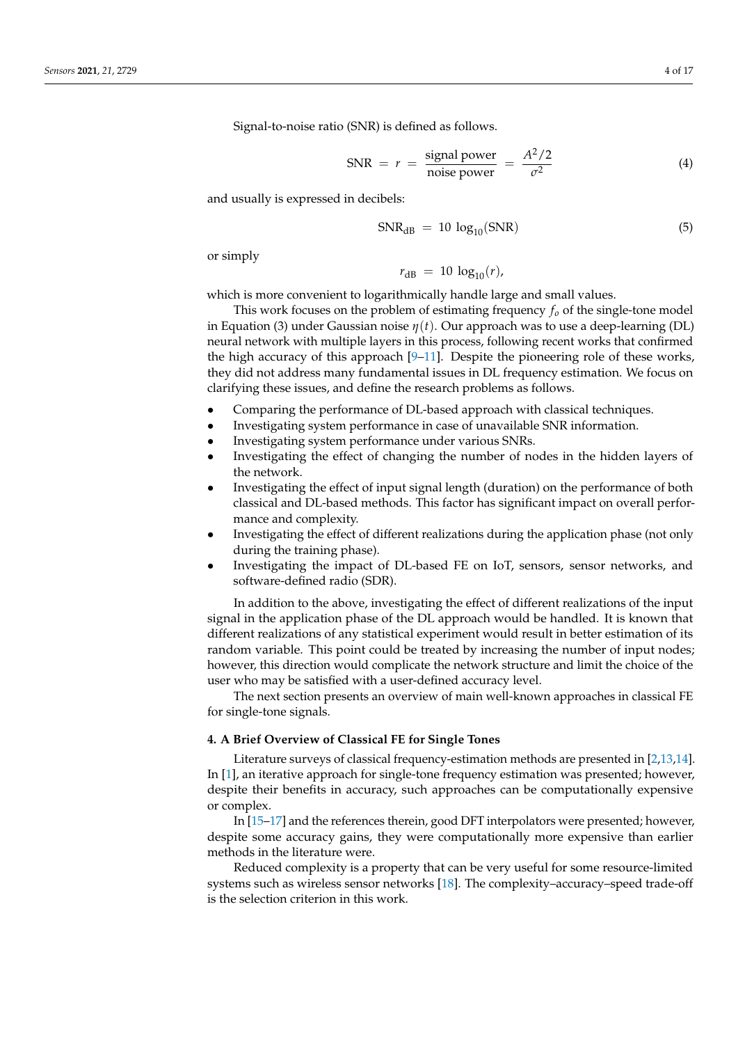Signal-to-noise ratio (SNR) is defined as follows.

$$\text{SNR} = r = \frac{\text{signal power}}{\text{noise power}} = \frac{A^2/2}{\sigma^2} \tag{4}$$

and usually is expressed in decibels:

$$\text{SNR}_{\text{dB}} = 10 \log_{10}(\text{SNR}) \tag{5}$$

or simply

$$r_{\text{dB}} = 10 \log_{10}(r),$$

which is more convenient to logarithmically handle large and small values.

This work focuses on the problem of estimating frequency $f_o$ of the single-tone model in Equation (3) under Gaussian noise $\eta(t)$. Our approach was to use a deep-learning (DL) neural network with multiple layers in this process, following recent works that confirmed the high accuracy of this approach [9–11]. Despite the pioneering role of these works, they did not address many fundamental issues in DL frequency estimation. We focus on clarifying these issues, and define the research problems as follows.

- Comparing the performance of DL-based approach with classical techniques.
- Investigating system performance in case of unavailable SNR information.
- Investigating system performance under various SNRs.
- Investigating the effect of changing the number of nodes in the hidden layers of the network.
- Investigating the effect of input signal length (duration) on the performance of both classical and DL-based methods. This factor has significant impact on overall performance and complexity.
- Investigating the effect of different realizations during the application phase (not only during the training phase).
- Investigating the impact of DL-based FE on IoT, sensors, sensor networks, and software-defined radio (SDR).

In addition to the above, investigating the effect of different realizations of the input signal in the application phase of the DL approach would be handled. It is known that different realizations of any statistical experiment would result in better estimation of its random variable. This point could be treated by increasing the number of input nodes; however, this direction would complicate the network structure and limit the choice of the user who may be satisfied with a user-defined accuracy level.

The next section presents an overview of main well-known approaches in classical FE for single-tone signals.

## 4. A Brief Overview of Classical FE for Single Tones

Literature surveys of classical frequency-estimation methods are presented in [2,13,14]. In [1], an iterative approach for single-tone frequency estimation was presented; however, despite their benefits in accuracy, such approaches can be computationally expensive or complex.

In [15–17] and the references therein, good DFT interpolators were presented; however, despite some accuracy gains, they were computationally more expensive than earlier methods in the literature were.

Reduced complexity is a property that can be very useful for some resource-limited systems such as wireless sensor networks [18]. The complexity–accuracy–speed trade-off is the selection criterion in this work.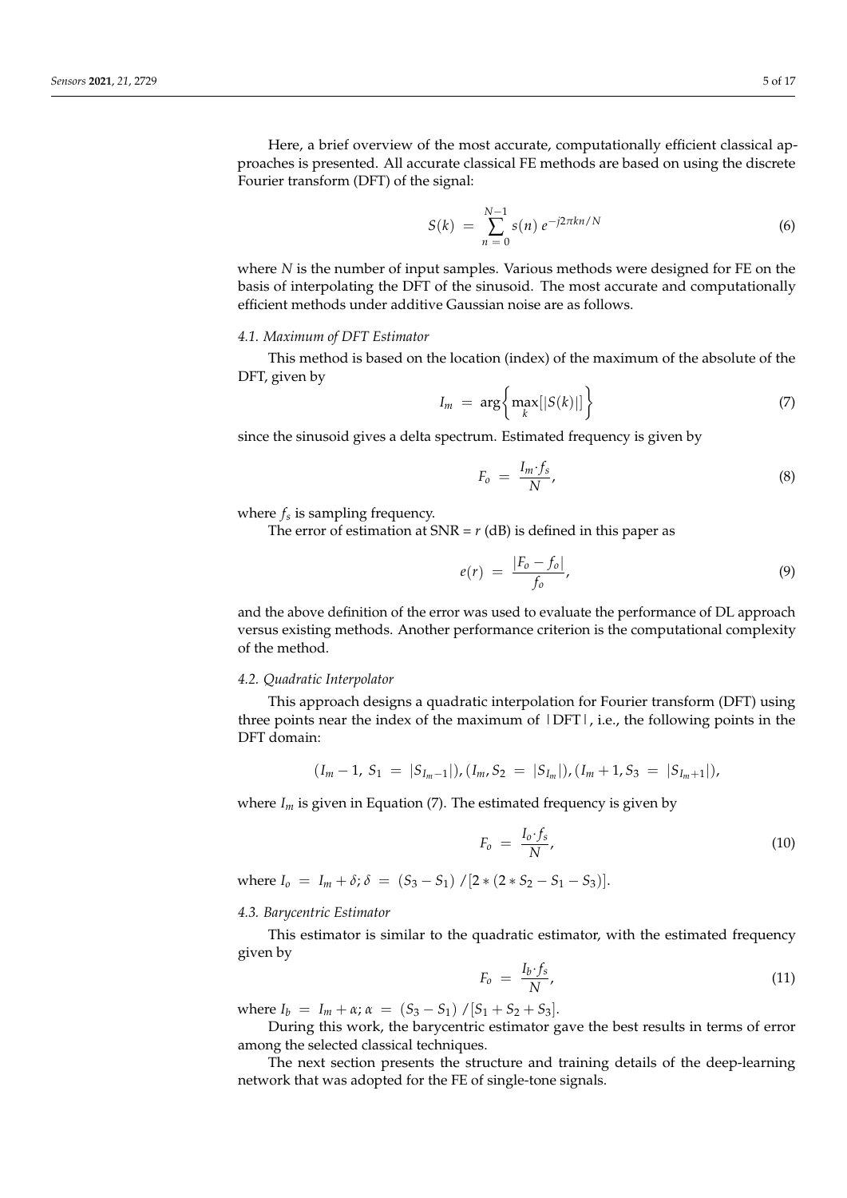Here, a brief overview of the most accurate, computationally efficient classical approaches is presented. All accurate classical FE methods are based on using the discrete Fourier transform (DFT) of the signal:

$$S(k) \; = \; \sum_{n\,=\,0}^{N-1} s(n)\; e^{-j2\pi kn/N} \tag{6}$$

where $N$ is the number of input samples. Various methods were designed for FE on the basis of interpolating the DFT of the sinusoid. The most accurate and computationally efficient methods under additive Gaussian noise are as follows.

### 4.1. Maximum of DFT Estimator

This method is based on the location (index) of the maximum of the absolute of the DFT, given by

$$I_m \; = \; \arg\left\{ \max_k [|S(k)|] \right\} \tag{7}$$

since the sinusoid gives a delta spectrum. Estimated frequency is given by

$$F_o \; = \; \frac{I_m \cdot f_s}{N}, \tag{8}$$

where $f_s$ is sampling frequency.

The error of estimation at SNR = $r$ (dB) is defined in this paper as

$$e(r) \; = \; \frac{|F_o - f_o|}{f_o}, \tag{9}$$

and the above definition of the error was used to evaluate the performance of DL approach versus existing methods. Another performance criterion is the computational complexity of the method.

### 4.2. Quadratic Interpolator

This approach designs a quadratic interpolation for Fourier transform (DFT) using three points near the index of the maximum of |DFT|, i.e., the following points in the DFT domain:

$$(I_m - 1,\; S_1 \; = \; |S_{I_m - 1}|), (I_m, S_2 \; = \; |S_{I_m}|), (I_m + 1, S_3 \; = \; |S_{I_m + 1}|),$$

where $I_m$ is given in Equation (7). The estimated frequency is given by

$$F_o \; = \; \frac{I_o \cdot f_s}{N}, \tag{10}$$

where $I_o \; = \; I_m + \delta; \delta \; = \; (S_3 - S_1) \; / [2 * (2 * S_2 - S_1 - S_3)]$.

### 4.3. Barycentric Estimator

This estimator is similar to the quadratic estimator, with the estimated frequency given by

$$F_o \; = \; \frac{I_b \cdot f_s}{N}, \tag{11}$$

where $I_b \; = \; I_m + \alpha; \alpha \; = \; (S_3 - S_1) \; / [S_1 + S_2 + S_3]$.

During this work, the barycentric estimator gave the best results in terms of error among the selected classical techniques.

The next section presents the structure and training details of the deep-learning network that was adopted for the FE of single-tone signals.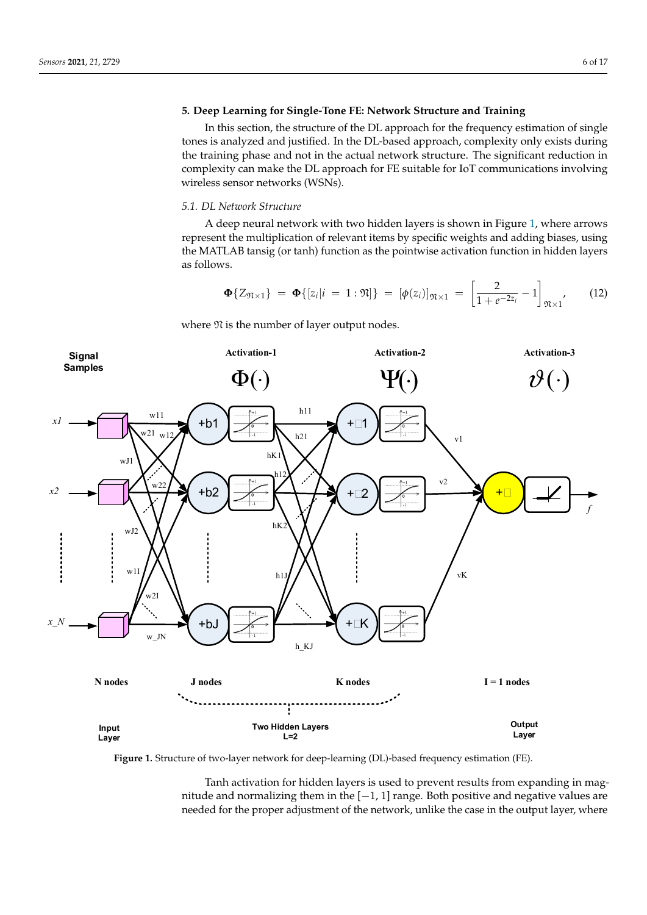## 5. Deep Learning for Single-Tone FE: Network Structure and Training

In this section, the structure of the DL approach for the frequency estimation of single tones is analyzed and justified. In the DL-based approach, complexity only exists during the training phase and not in the actual network structure. The significant reduction in complexity can make the DL approach for FE suitable for IoT communications involving wireless sensor networks (WSNs).

### *5.1. DL Network Structure*

A deep neural network with two hidden layers is shown in Figure 1, where arrows represent the multiplication of relevant items by specific weights and adding biases, using the MATLAB tansig (or tanh) function as the pointwise activation function in hidden layers as follows.

$$\mathbf{\Phi}\{Z_{\mathfrak{N}\times 1}\} = \mathbf{\Phi}\{[z_i|i = 1:\mathfrak{N}]\} = [\phi(z_i)]_{\mathfrak{N}\times 1} = \left[\frac{2}{1+e^{-2z_i}} - 1\right]_{\mathfrak{N}\times 1}, \tag{12}$$

where $\mathfrak{N}$ is the number of layer output nodes.

**Figure 1.** Structure of two-layer network for deep-learning (DL)-based frequency estimation (FE).

Tanh activation for hidden layers is used to prevent results from expanding in magnitude and normalizing them in the $[-1, 1]$ range. Both positive and negative values are needed for the proper adjustment of the network, unlike the case in the output layer, where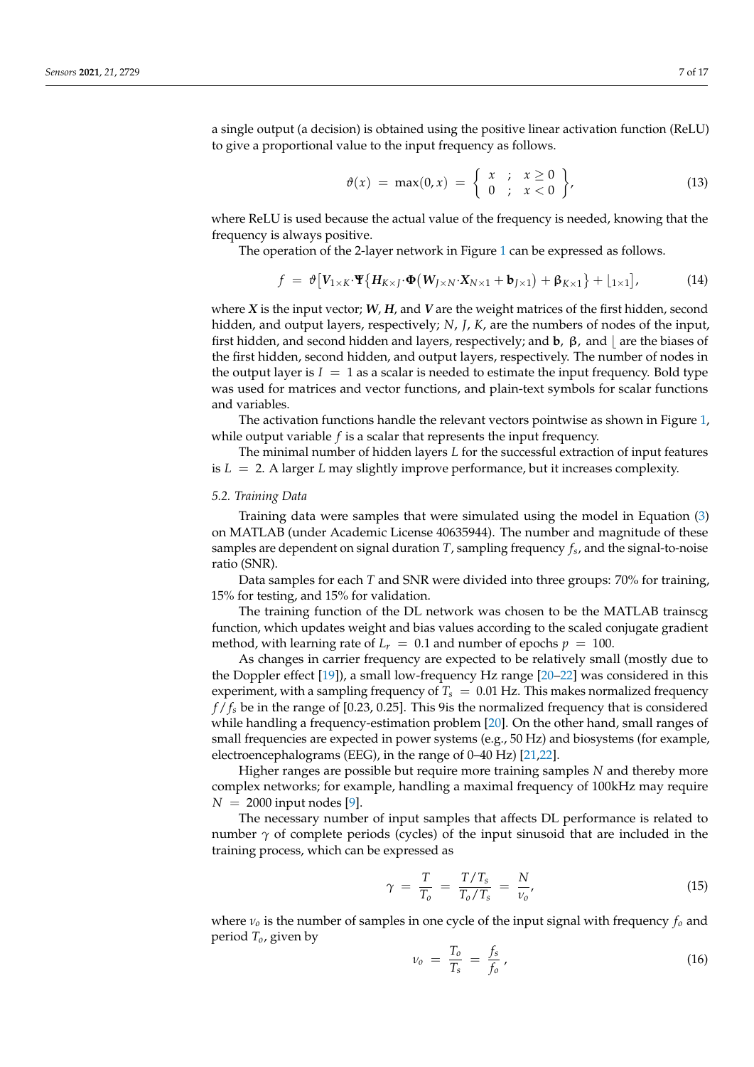a single output (a decision) is obtained using the positive linear activation function (ReLU) to give a proportional value to the input frequency as follows.

$$\vartheta(x) = \max(0, x) = \left\{ \begin{array}{ll} x & ; \quad x \geq 0 \\ 0 & ; \quad x < 0 \end{array} \right\}, \tag{13}$$

where ReLU is used because the actual value of the frequency is needed, knowing that the frequency is always positive.

The operation of the 2-layer network in Figure 1 can be expressed as follows.

$$f = \vartheta\left[\boldsymbol{V}_{1\times K}\cdot\boldsymbol{\Psi}\left\{\boldsymbol{H}_{K\times J}\cdot\boldsymbol{\Phi}\left(\boldsymbol{W}_{J\times N}\cdot\boldsymbol{X}_{N\times 1} + \mathbf{b}_{J\times 1}\right) + \boldsymbol{\beta}_{K\times 1}\right\} + \lfloor_{1\times 1}\right], \tag{14}$$

where $\boldsymbol{X}$ is the input vector; $\boldsymbol{W}$, $\boldsymbol{H}$, and $\boldsymbol{V}$ are the weight matrices of the first hidden, second hidden, and output layers, respectively; $N$, $J$, $K$, are the numbers of nodes of the input, first hidden, and second hidden and layers, respectively; and $\mathbf{b}$, $\boldsymbol{\beta}$, and $\lfloor$ are the biases of the first hidden, second hidden, and output layers, respectively. The number of nodes in the output layer is $I = 1$ as a scalar is needed to estimate the input frequency. Bold type was used for matrices and vector functions, and plain-text symbols for scalar functions and variables.

The activation functions handle the relevant vectors pointwise as shown in Figure 1, while output variable $f$ is a scalar that represents the input frequency.

The minimal number of hidden layers $L$ for the successful extraction of input features is $L = 2$. A larger $L$ may slightly improve performance, but it increases complexity.

### 5.2. Training Data

Training data were samples that were simulated using the model in Equation (3) on MATLAB (under Academic License 40635944). The number and magnitude of these samples are dependent on signal duration $T$, sampling frequency $f_s$, and the signal-to-noise ratio (SNR).

Data samples for each $T$ and SNR were divided into three groups: 70% for training, 15% for testing, and 15% for validation.

The training function of the DL network was chosen to be the MATLAB trainscg function, which updates weight and bias values according to the scaled conjugate gradient method, with learning rate of $L_r = 0.1$ and number of epochs $p = 100$.

As changes in carrier frequency are expected to be relatively small (mostly due to the Doppler effect [19]), a small low-frequency Hz range [20–22] was considered in this experiment, with a sampling frequency of $T_s = 0.01$ Hz. This makes normalized frequency $f/f_s$ be in the range of [0.23, 0.25]. This 9is the normalized frequency that is considered while handling a frequency-estimation problem [20]. On the other hand, small ranges of small frequencies are expected in power systems (e.g., 50 Hz) and biosystems (for example, electroencephalograms (EEG), in the range of 0–40 Hz) [21,22].

Higher ranges are possible but require more training samples $N$ and thereby more complex networks; for example, handling a maximal frequency of 100kHz may require $N = 2000$ input nodes [9].

The necessary number of input samples that affects DL performance is related to number $\gamma$ of complete periods (cycles) of the input sinusoid that are included in the training process, which can be expressed as

$$\gamma = \frac{T}{T_o} = \frac{T/T_s}{T_o/T_s} = \frac{N}{\nu_o}, \tag{15}$$

where $\nu_o$ is the number of samples in one cycle of the input signal with frequency $f_o$ and period $T_o$, given by

$$\nu_o = \frac{T_o}{T_s} = \frac{f_s}{f_o}, \tag{16}$$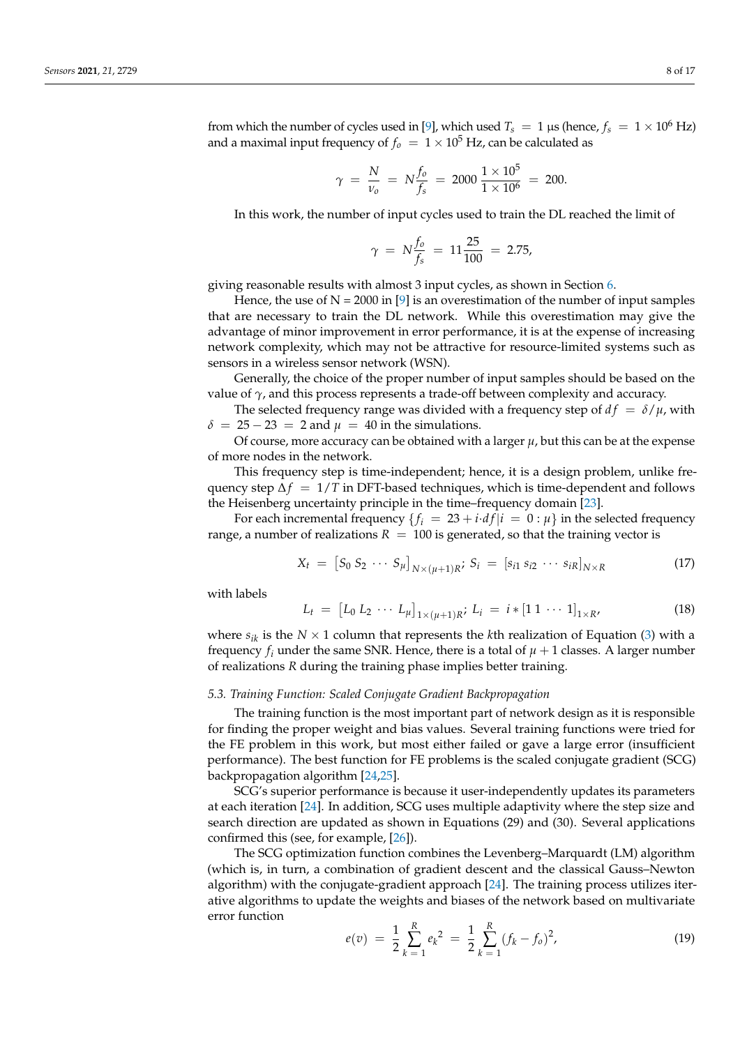from which the number of cycles used in [9], which used $T_s = 1$ µs (hence, $f_s = 1 \times 10^6$ Hz) and a maximal input frequency of $f_o = 1 \times 10^5$ Hz, can be calculated as

$$\gamma = \frac{N}{\nu_o} = N\frac{f_o}{f_s} = 2000\,\frac{1 \times 10^5}{1 \times 10^6} = 200.$$

In this work, the number of input cycles used to train the DL reached the limit of

$$\gamma = N\frac{f_o}{f_s} = 11\frac{25}{100} = 2.75,$$

giving reasonable results with almost 3 input cycles, as shown in Section 6.

Hence, the use of N = 2000 in [9] is an overestimation of the number of input samples that are necessary to train the DL network. While this overestimation may give the advantage of minor improvement in error performance, it is at the expense of increasing network complexity, which may not be attractive for resource-limited systems such as sensors in a wireless sensor network (WSN).

Generally, the choice of the proper number of input samples should be based on the value of $\gamma$, and this process represents a trade-off between complexity and accuracy.

The selected frequency range was divided with a frequency step of $df = \delta/\mu$, with $\delta = 25 - 23 = 2$ and $\mu = 40$ in the simulations.

Of course, more accuracy can be obtained with a larger $\mu$, but this can be at the expense of more nodes in the network.

This frequency step is time-independent; hence, it is a design problem, unlike frequency step $\Delta f = 1/T$ in DFT-based techniques, which is time-dependent and follows the Heisenberg uncertainty principle in the time–frequency domain [23].

For each incremental frequency $\{f_i = 23 + i{\cdot}df | i = 0 : \mu\}$ in the selected frequency range, a number of realizations $R = 100$ is generated, so that the training vector is

$$X_t = \begin{bmatrix} S_0\ S_2\ \cdots\ S_\mu \end{bmatrix}_{N\times(\mu+1)R};\ S_i = \begin{bmatrix} s_{i1}\ s_{i2}\ \cdots\ s_{iR} \end{bmatrix}_{N\times R} \tag{17}$$

with labels

$$L_t = \begin{bmatrix} L_0\ L_2\ \cdots\ L_\mu \end{bmatrix}_{1\times(\mu+1)R};\ L_i = i * \begin{bmatrix} 1\ 1\ \cdots\ 1 \end{bmatrix}_{1\times R}, \tag{18}$$

where $s_{ik}$ is the $N \times 1$ column that represents the $k$th realization of Equation (3) with a frequency $f_i$ under the same SNR. Hence, there is a total of $\mu + 1$ classes. A larger number of realizations $R$ during the training phase implies better training.

### *5.3. Training Function: Scaled Conjugate Gradient Backpropagation*

The training function is the most important part of network design as it is responsible for finding the proper weight and bias values. Several training functions were tried for the FE problem in this work, but most either failed or gave a large error (insufficient performance). The best function for FE problems is the scaled conjugate gradient (SCG) backpropagation algorithm [24,25].

SCG's superior performance is because it user-independently updates its parameters at each iteration [24]. In addition, SCG uses multiple adaptivity where the step size and search direction are updated as shown in Equations (29) and (30). Several applications confirmed this (see, for example, [26]).

The SCG optimization function combines the Levenberg–Marquardt (LM) algorithm (which is, in turn, a combination of gradient descent and the classical Gauss–Newton algorithm) with the conjugate-gradient approach [24]. The training process utilizes iterative algorithms to update the weights and biases of the network based on multivariate error function

$$e(v) = \frac{1}{2}\sum_{k=1}^{R} {e_k}^2 = \frac{1}{2}\sum_{k=1}^{R} (f_k - f_o)^2, \tag{19}$$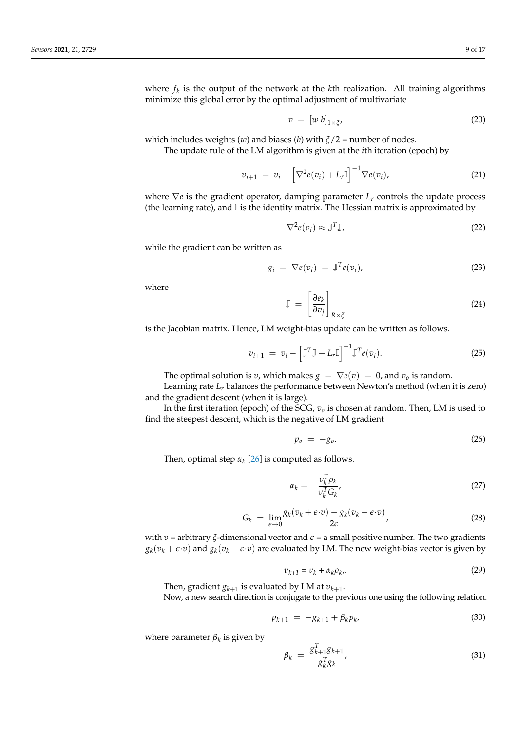where $f_k$ is the output of the network at the $k$th realization. All training algorithms minimize this global error by the optimal adjustment of multivariate

$$v = [w\ b]_{1\times\xi}, \tag{20}$$

which includes weights ($w$) and biases ($b$) with $\xi/2$ = number of nodes.

The update rule of the LM algorithm is given at the $i$th iteration (epoch) by

$$v_{i+1} = v_i - \left[\nabla^2 e(v_i) + L_r \mathbb{I}\right]^{-1} \nabla e(v_i), \tag{21}$$

where $\nabla e$ is the gradient operator, damping parameter $L_r$ controls the update process (the learning rate), and $\mathbb{I}$ is the identity matrix. The Hessian matrix is approximated by

$$\nabla^2 e(v_i) \approx \mathbb{J}^T \mathbb{J}, \tag{22}$$

while the gradient can be written as

$$g_i = \nabla e(v_i) = \mathbb{J}^T e(v_i), \tag{23}$$

where

$$\mathbb{J} = \left[\frac{\partial e_k}{\partial v_j}\right]_{R\times\xi} \tag{24}$$

is the Jacobian matrix. Hence, LM weight-bias update can be written as follows.

$$v_{i+1} = v_i - \left[\mathbb{J}^T \mathbb{J} + L_r \mathbb{I}\right]^{-1} \mathbb{J}^T e(v_i). \tag{25}$$

The optimal solution is $v$, which makes $g = \nabla e(v) = 0$, and $v_o$ is random.

Learning rate $L_r$ balances the performance between Newton's method (when it is zero) and the gradient descent (when it is large).

In the first iteration (epoch) of the SCG, $v_o$ is chosen at random. Then, LM is used to find the steepest descent, which is the negative of LM gradient

$$p_o = -g_o. \tag{26}$$

Then, optimal step $\alpha_k$ [26] is computed as follows.

$$\alpha_k = -\frac{\nu_k^T \rho_k}{\nu_k^T G_k}, \tag{27}$$

$$G_k = \lim_{\epsilon\to 0} \frac{g_k(v_k + \epsilon\cdot v) - g_k(v_k - \epsilon\cdot v)}{2\epsilon}, \tag{28}$$

with $v$ = arbitrary $\xi$-dimensional vector and $\epsilon$ = a small positive number. The two gradients $g_k(v_k + \epsilon\cdot v)$ and $g_k(v_k - \epsilon\cdot v)$ are evaluated by LM. The new weight-bias vector is given by

$$\nu_{k+1} = \nu_k + \alpha_k \rho_k. \tag{29}$$

Then, gradient $g_{k+1}$ is evaluated by LM at $v_{k+1}$.

Now, a new search direction is conjugate to the previous one using the following relation.

$$p_{k+1} = -g_{k+1} + \beta_k p_k, \tag{30}$$

where parameter $\beta_k$ is given by

$$\beta_k = \frac{g_{k+1}^T g_{k+1}}{g_k^T g_k}, \tag{31}$$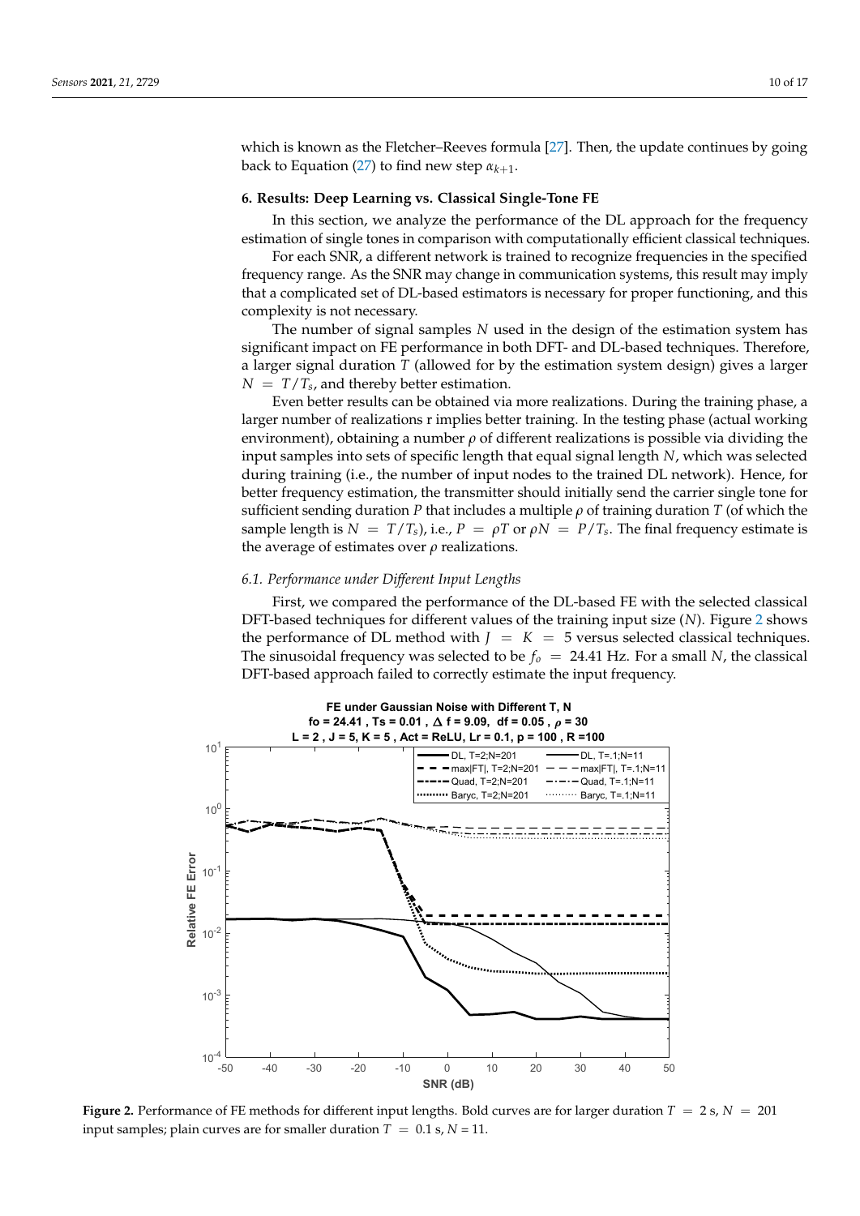which is known as the Fletcher–Reeves formula [27]. Then, the update continues by going back to Equation (27) to find new step $\alpha_{k+1}$.

## 6. Results: Deep Learning vs. Classical Single-Tone FE

In this section, we analyze the performance of the DL approach for the frequency estimation of single tones in comparison with computationally efficient classical techniques.

For each SNR, a different network is trained to recognize frequencies in the specified frequency range. As the SNR may change in communication systems, this result may imply that a complicated set of DL-based estimators is necessary for proper functioning, and this complexity is not necessary.

The number of signal samples $N$ used in the design of the estimation system has significant impact on FE performance in both DFT- and DL-based techniques. Therefore, a larger signal duration $T$ (allowed for by the estimation system design) gives a larger $N = T/T_s$, and thereby better estimation.

Even better results can be obtained via more realizations. During the training phase, a larger number of realizations r implies better training. In the testing phase (actual working environment), obtaining a number $\rho$ of different realizations is possible via dividing the input samples into sets of specific length that equal signal length $N$, which was selected during training (i.e., the number of input nodes to the trained DL network). Hence, for better frequency estimation, the transmitter should initially send the carrier single tone for sufficient sending duration $P$ that includes a multiple $\rho$ of training duration $T$ (of which the sample length is $N = T/T_s$), i.e., $P = \rho T$ or $\rho N = P/T_s$. The final frequency estimate is the average of estimates over $\rho$ realizations.

### 6.1. Performance under Different Input Lengths

First, we compared the performance of the DL-based FE with the selected classical DFT-based techniques for different values of the training input size ($N$). Figure 2 shows the performance of DL method with $J = K = 5$ versus selected classical techniques. The sinusoidal frequency was selected to be $f_o = 24.41$ Hz. For a small $N$, the classical DFT-based approach failed to correctly estimate the input frequency.

**Figure 2.** Performance of FE methods for different input lengths. Bold curves are for larger duration $T = 2$ s, $N = 201$ input samples; plain curves are for smaller duration $T = 0.1$ s, $N = 11$.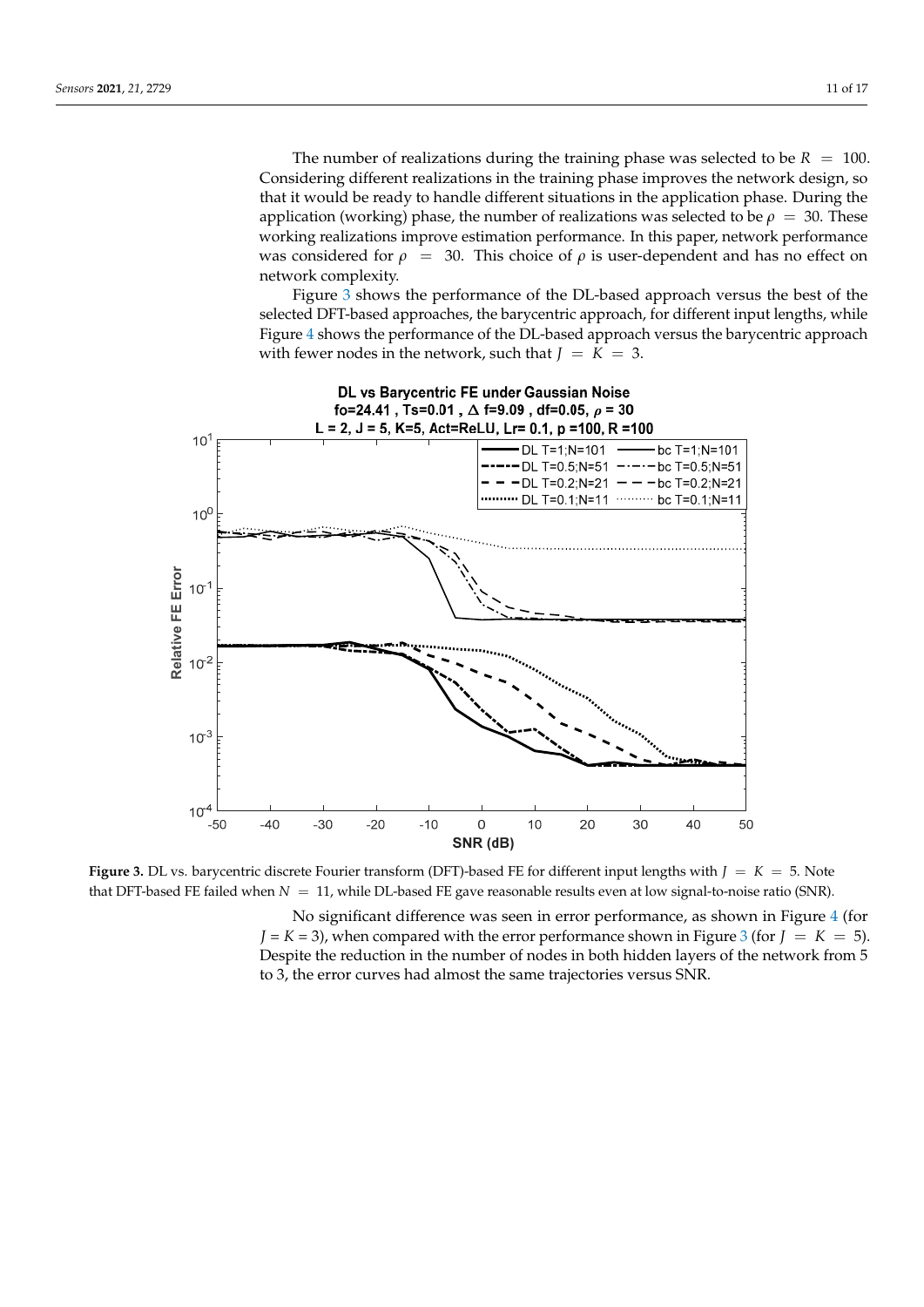The number of realizations during the training phase was selected to be $R = 100$. Considering different realizations in the training phase improves the network design, so that it would be ready to handle different situations in the application phase. During the application (working) phase, the number of realizations was selected to be $\rho = 30$. These working realizations improve estimation performance. In this paper, network performance was considered for $\rho = 30$. This choice of $\rho$ is user-dependent and has no effect on network complexity.

Figure 3 shows the performance of the DL-based approach versus the best of the selected DFT-based approaches, the barycentric approach, for different input lengths, while Figure 4 shows the performance of the DL-based approach versus the barycentric approach with fewer nodes in the network, such that $J = K = 3$.

**Figure 3.** DL vs. barycentric discrete Fourier transform (DFT)-based FE for different input lengths with $J = K = 5$. Note that DFT-based FE failed when $N = 11$, while DL-based FE gave reasonable results even at low signal-to-noise ratio (SNR).

No significant difference was seen in error performance, as shown in Figure 4 (for $J = K = 3$), when compared with the error performance shown in Figure 3 (for $J = K = 5$). Despite the reduction in the number of nodes in both hidden layers of the network from 5 to 3, the error curves had almost the same trajectories versus SNR.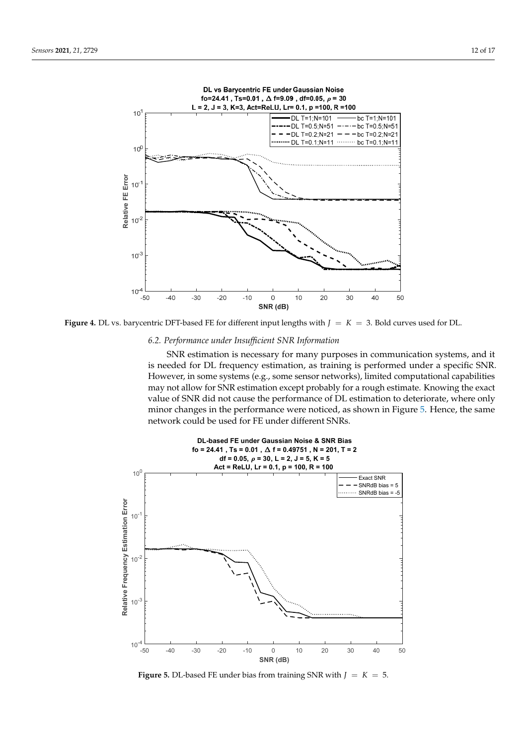**Figure 4.** DL vs. barycentric DFT-based FE for different input lengths with $J = K = 3$. Bold curves used for DL.

### 6.2. Performance under Insufficient SNR Information

SNR estimation is necessary for many purposes in communication systems, and it is needed for DL frequency estimation, as training is performed under a specific SNR. However, in some systems (e.g., some sensor networks), limited computational capabilities may not allow for SNR estimation except probably for a rough estimate. Knowing the exact value of SNR did not cause the performance of DL estimation to deteriorate, where only minor changes in the performance were noticed, as shown in Figure 5. Hence, the same network could be used for FE under different SNRs.

**Figure 5.** DL-based FE under bias from training SNR with $J = K = 5$.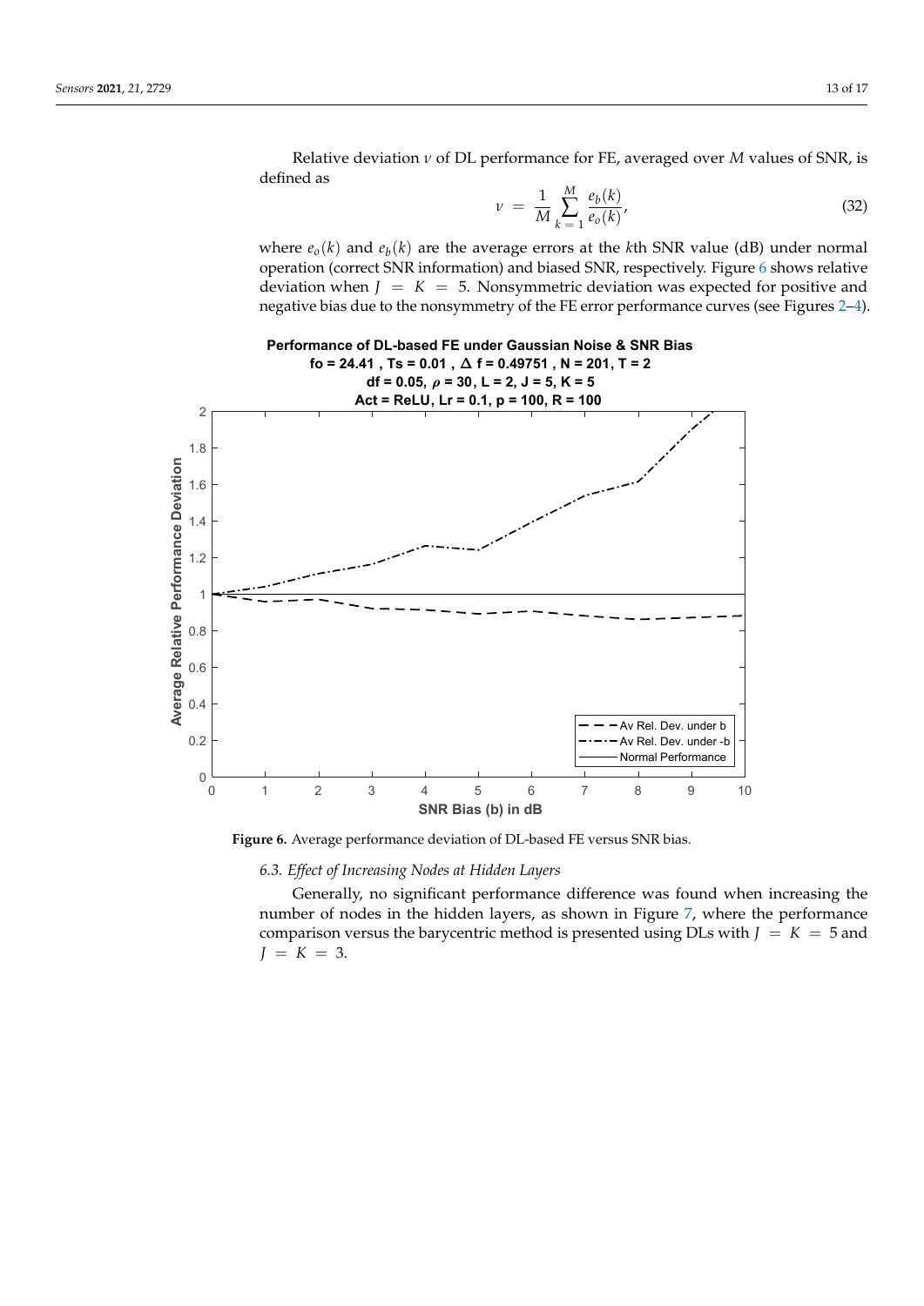Relative deviation $\nu$ of DL performance for FE, averaged over $M$ values of SNR, is defined as

$$\nu = \frac{1}{M}\sum_{k=1}^{M}\frac{e_b(k)}{e_o(k)}, \tag{32}$$

where $e_o(k)$ and $e_b(k)$ are the average errors at the $k$th SNR value (dB) under normal operation (correct SNR information) and biased SNR, respectively. Figure 6 shows relative deviation when $J = K = 5$. Nonsymmetric deviation was expected for positive and negative bias due to the nonsymmetry of the FE error performance curves (see Figures 2–4).

**Figure 6.** Average performance deviation of DL-based FE versus SNR bias.

### 6.3. Effect of Increasing Nodes at Hidden Layers

Generally, no significant performance difference was found when increasing the number of nodes in the hidden layers, as shown in Figure 7, where the performance comparison versus the barycentric method is presented using DLs with $J = K = 5$ and $J = K = 3$.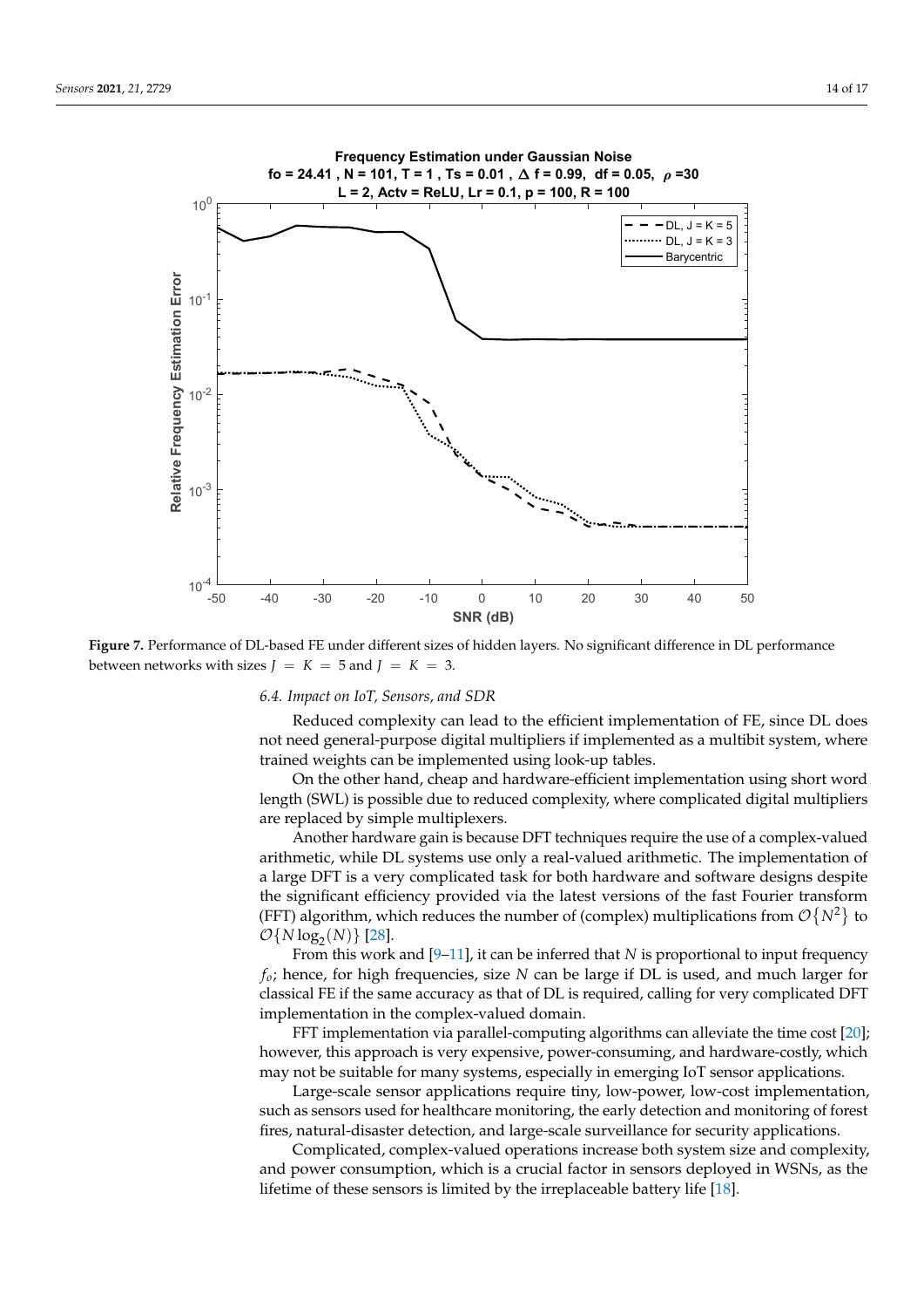**Figure 7.** Performance of DL-based FE under different sizes of hidden layers. No significant difference in DL performance between networks with sizes $J = K = 5$ and $J = K = 3$.

### 6.4. Impact on IoT, Sensors, and SDR

Reduced complexity can lead to the efficient implementation of FE, since DL does not need general-purpose digital multipliers if implemented as a multibit system, where trained weights can be implemented using look-up tables.

On the other hand, cheap and hardware-efficient implementation using short word length (SWL) is possible due to reduced complexity, where complicated digital multipliers are replaced by simple multiplexers.

Another hardware gain is because DFT techniques require the use of a complex-valued arithmetic, while DL systems use only a real-valued arithmetic. The implementation of a large DFT is a very complicated task for both hardware and software designs despite the significant efficiency provided via the latest versions of the fast Fourier transform (FFT) algorithm, which reduces the number of (complex) multiplications from $\mathcal{O}\{N^2\}$ to $\mathcal{O}\{N \log_2(N)\}$ [28].

From this work and [9–11], it can be inferred that $N$ is proportional to input frequency $f_o$; hence, for high frequencies, size $N$ can be large if DL is used, and much larger for classical FE if the same accuracy as that of DL is required, calling for very complicated DFT implementation in the complex-valued domain.

FFT implementation via parallel-computing algorithms can alleviate the time cost [20]; however, this approach is very expensive, power-consuming, and hardware-costly, which may not be suitable for many systems, especially in emerging IoT sensor applications.

Large-scale sensor applications require tiny, low-power, low-cost implementation, such as sensors used for healthcare monitoring, the early detection and monitoring of forest fires, natural-disaster detection, and large-scale surveillance for security applications.

Complicated, complex-valued operations increase both system size and complexity, and power consumption, which is a crucial factor in sensors deployed in WSNs, as the lifetime of these sensors is limited by the irreplaceable battery life [18].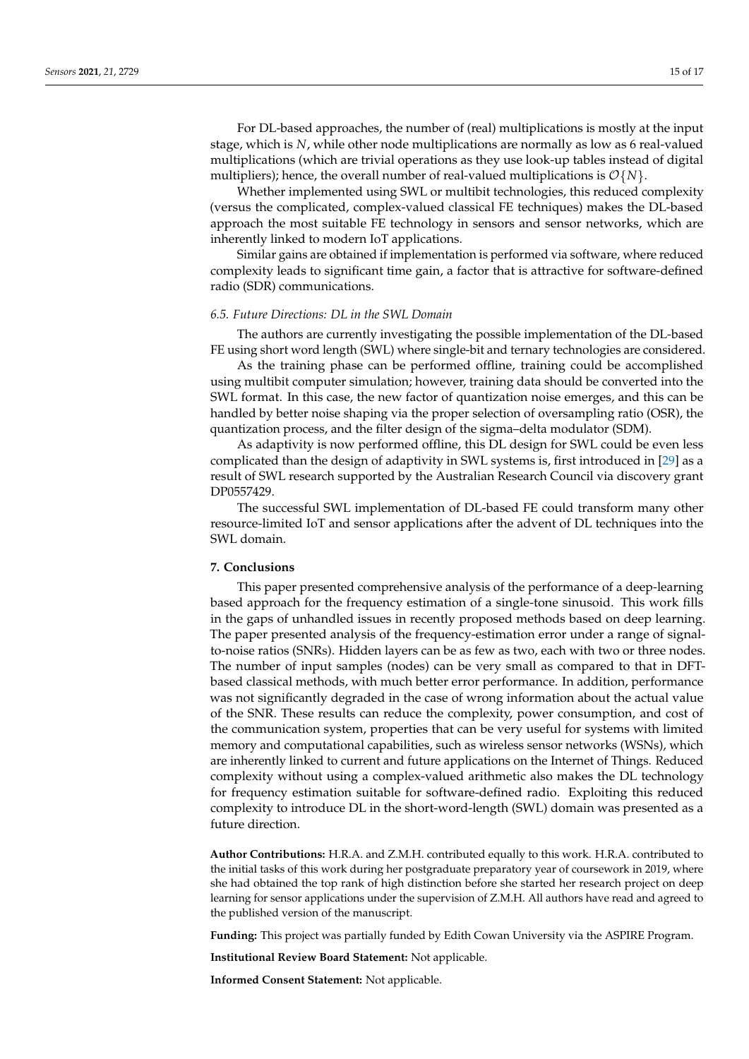For DL-based approaches, the number of (real) multiplications is mostly at the input stage, which is $N$, while other node multiplications are normally as low as 6 real-valued multiplications (which are trivial operations as they use look-up tables instead of digital multipliers); hence, the overall number of real-valued multiplications is $\mathcal{O}\{N\}$.

Whether implemented using SWL or multibit technologies, this reduced complexity (versus the complicated, complex-valued classical FE techniques) makes the DL-based approach the most suitable FE technology in sensors and sensor networks, which are inherently linked to modern IoT applications.

Similar gains are obtained if implementation is performed via software, where reduced complexity leads to significant time gain, a factor that is attractive for software-defined radio (SDR) communications.

### *6.5. Future Directions: DL in the SWL Domain*

The authors are currently investigating the possible implementation of the DL-based FE using short word length (SWL) where single-bit and ternary technologies are considered.

As the training phase can be performed offline, training could be accomplished using multibit computer simulation; however, training data should be converted into the SWL format. In this case, the new factor of quantization noise emerges, and this can be handled by better noise shaping via the proper selection of oversampling ratio (OSR), the quantization process, and the filter design of the sigma–delta modulator (SDM).

As adaptivity is now performed offline, this DL design for SWL could be even less complicated than the design of adaptivity in SWL systems is, first introduced in [29] as a result of SWL research supported by the Australian Research Council via discovery grant DP0557429.

The successful SWL implementation of DL-based FE could transform many other resource-limited IoT and sensor applications after the advent of DL techniques into the SWL domain.

## **7. Conclusions**

This paper presented comprehensive analysis of the performance of a deep-learning based approach for the frequency estimation of a single-tone sinusoid. This work fills in the gaps of unhandled issues in recently proposed methods based on deep learning. The paper presented analysis of the frequency-estimation error under a range of signal-to-noise ratios (SNRs). Hidden layers can be as few as two, each with two or three nodes. The number of input samples (nodes) can be very small as compared to that in DFT-based classical methods, with much better error performance. In addition, performance was not significantly degraded in the case of wrong information about the actual value of the SNR. These results can reduce the complexity, power consumption, and cost of the communication system, properties that can be very useful for systems with limited memory and computational capabilities, such as wireless sensor networks (WSNs), which are inherently linked to current and future applications on the Internet of Things. Reduced complexity without using a complex-valued arithmetic also makes the DL technology for frequency estimation suitable for software-defined radio. Exploiting this reduced complexity to introduce DL in the short-word-length (SWL) domain was presented as a future direction.

**Author Contributions:** H.R.A. and Z.M.H. contributed equally to this work. H.R.A. contributed to the initial tasks of this work during her postgraduate preparatory year of coursework in 2019, where she had obtained the top rank of high distinction before she started her research project on deep learning for sensor applications under the supervision of Z.M.H. All authors have read and agreed to the published version of the manuscript.

**Funding:** This project was partially funded by Edith Cowan University via the ASPIRE Program.

**Institutional Review Board Statement:** Not applicable.

**Informed Consent Statement:** Not applicable.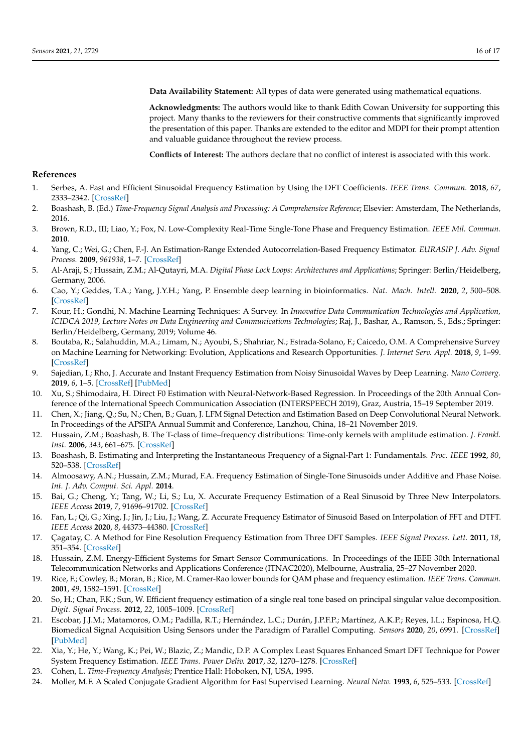**Data Availability Statement:** All types of data were generated using mathematical equations.

**Acknowledgments:** The authors would like to thank Edith Cowan University for supporting this project. Many thanks to the reviewers for their constructive comments that significantly improved the presentation of this paper. Thanks are extended to the editor and MDPI for their prompt attention and valuable guidance throughout the review process.

**Conflicts of Interest:** The authors declare that no conflict of interest is associated with this work.

## References

1. Serbes, A. Fast and Efficient Sinusoidal Frequency Estimation by Using the DFT Coefficients. *IEEE Trans. Commun.* **2018**, *67*, 2333–2342. [CrossRef]
2. Boashash, B. (Ed.) *Time-Frequency Signal Analysis and Processing: A Comprehensive Reference*; Elsevier: Amsterdam, The Netherlands, 2016.
3. Brown, R.D., III; Liao, Y.; Fox, N. Low-Complexity Real-Time Single-Tone Phase and Frequency Estimation. *IEEE Mil. Commun.* **2010**.
4. Yang, C.; Wei, G.; Chen, F.-J. An Estimation-Range Extended Autocorrelation-Based Frequency Estimator. *EURASIP J. Adv. Signal Process.* **2009**, *961938*, 1–7. [CrossRef]
5. Al-Araji, S.; Hussain, Z.M.; Al-Qutayri, M.A. *Digital Phase Lock Loops: Architectures and Applications*; Springer: Berlin/Heidelberg, Germany, 2006.
6. Cao, Y.; Geddes, T.A.; Yang, J.Y.H.; Yang, P. Ensemble deep learning in bioinformatics. *Nat. Mach. Intell.* **2020**, *2*, 500–508. [CrossRef]
7. Kour, H.; Gondhi, N. Machine Learning Techniques: A Survey. In *Innovative Data Communication Technologies and Application, ICIDCA 2019, Lecture Notes on Data Engineering and Communications Technologies*; Raj, J., Bashar, A., Ramson, S., Eds.; Springer: Berlin/Heidelberg, Germany, 2019; Volume 46.
8. Boutaba, R.; Salahuddin, M.A.; Limam, N.; Ayoubi, S.; Shahriar, N.; Estrada-Solano, F.; Caicedo, O.M. A Comprehensive Survey on Machine Learning for Networking: Evolution, Applications and Research Opportunities. *J. Internet Serv. Appl.* **2018**, *9*, 1–99. [CrossRef]
9. Sajedian, I.; Rho, J. Accurate and Instant Frequency Estimation from Noisy Sinusoidal Waves by Deep Learning. *Nano Converg.* **2019**, *6*, 1–5. [CrossRef] [PubMed]
10. Xu, S.; Shimodaira, H. Direct F0 Estimation with Neural-Network-Based Regression. In Proceedings of the 20th Annual Conference of the International Speech Communication Association (INTERSPEECH 2019), Graz, Austria, 15–19 September 2019.
11. Chen, X.; Jiang, Q.; Su, N.; Chen, B.; Guan, J. LFM Signal Detection and Estimation Based on Deep Convolutional Neural Network. In Proceedings of the APSIPA Annual Summit and Conference, Lanzhou, China, 18–21 November 2019.
12. Hussain, Z.M.; Boashash, B. The T-class of time–frequency distributions: Time-only kernels with amplitude estimation. *J. Frankl. Inst.* **2006**, *343*, 661–675. [CrossRef]
13. Boashash, B. Estimating and Interpreting the Instantaneous Frequency of a Signal-Part 1: Fundamentals. *Proc. IEEE* **1992**, *80*, 520–538. [CrossRef]
14. Almoosawy, A.N.; Hussain, Z.M.; Murad, F.A. Frequency Estimation of Single-Tone Sinusoids under Additive and Phase Noise. *Int. J. Adv. Comput. Sci. Appl.* **2014**.
15. Bai, G.; Cheng, Y.; Tang, W.; Li, S.; Lu, X. Accurate Frequency Estimation of a Real Sinusoid by Three New Interpolators. *IEEE Access* **2019**, *7*, 91696–91702. [CrossRef]
16. Fan, L.; Qi, G.; Xing, J.; Jin, J.; Liu, J.; Wang, Z. Accurate Frequency Estimator of Sinusoid Based on Interpolation of FFT and DTFT. *IEEE Access* **2020**, *8*, 44373–44380. [CrossRef]
17. Çagatay, C. A Method for Fine Resolution Frequency Estimation from Three DFT Samples. *IEEE Signal Process. Lett.* **2011**, *18*, 351–354. [CrossRef]
18. Hussain, Z.M. Energy-Efficient Systems for Smart Sensor Communications. In Proceedings of the IEEE 30th International Telecommunication Networks and Applications Conference (ITNAC2020), Melbourne, Australia, 25–27 November 2020.
19. Rice, F.; Cowley, B.; Moran, B.; Rice, M. Cramer-Rao lower bounds for QAM phase and frequency estimation. *IEEE Trans. Commun.* **2001**, *49*, 1582–1591. [CrossRef]
20. So, H.; Chan, F.K.; Sun, W. Efficient frequency estimation of a single real tone based on principal singular value decomposition. *Digit. Signal Process.* **2012**, *22*, 1005–1009. [CrossRef]
21. Escobar, J.J.M.; Matamoros, O.M.; Padilla, R.T.; Hernández, L.C.; Durán, J.P.F.P.; Martínez, A.K.P.; Reyes, I.L.; Espinosa, H.Q. Biomedical Signal Acquisition Using Sensors under the Paradigm of Parallel Computing. *Sensors* **2020**, *20*, 6991. [CrossRef] [PubMed]
22. Xia, Y.; He, Y.; Wang, K.; Pei, W.; Blazic, Z.; Mandic, D.P. A Complex Least Squares Enhanced Smart DFT Technique for Power System Frequency Estimation. *IEEE Trans. Power Deliv.* **2017**, *32*, 1270–1278. [CrossRef]
23. Cohen, L. *Time-Frequency Analysis*; Prentice Hall: Hoboken, NJ, USA, 1995.
24. Moller, M.F. A Scaled Conjugate Gradient Algorithm for Fast Supervised Learning. *Neural Netw.* **1993**, *6*, 525–533. [CrossRef]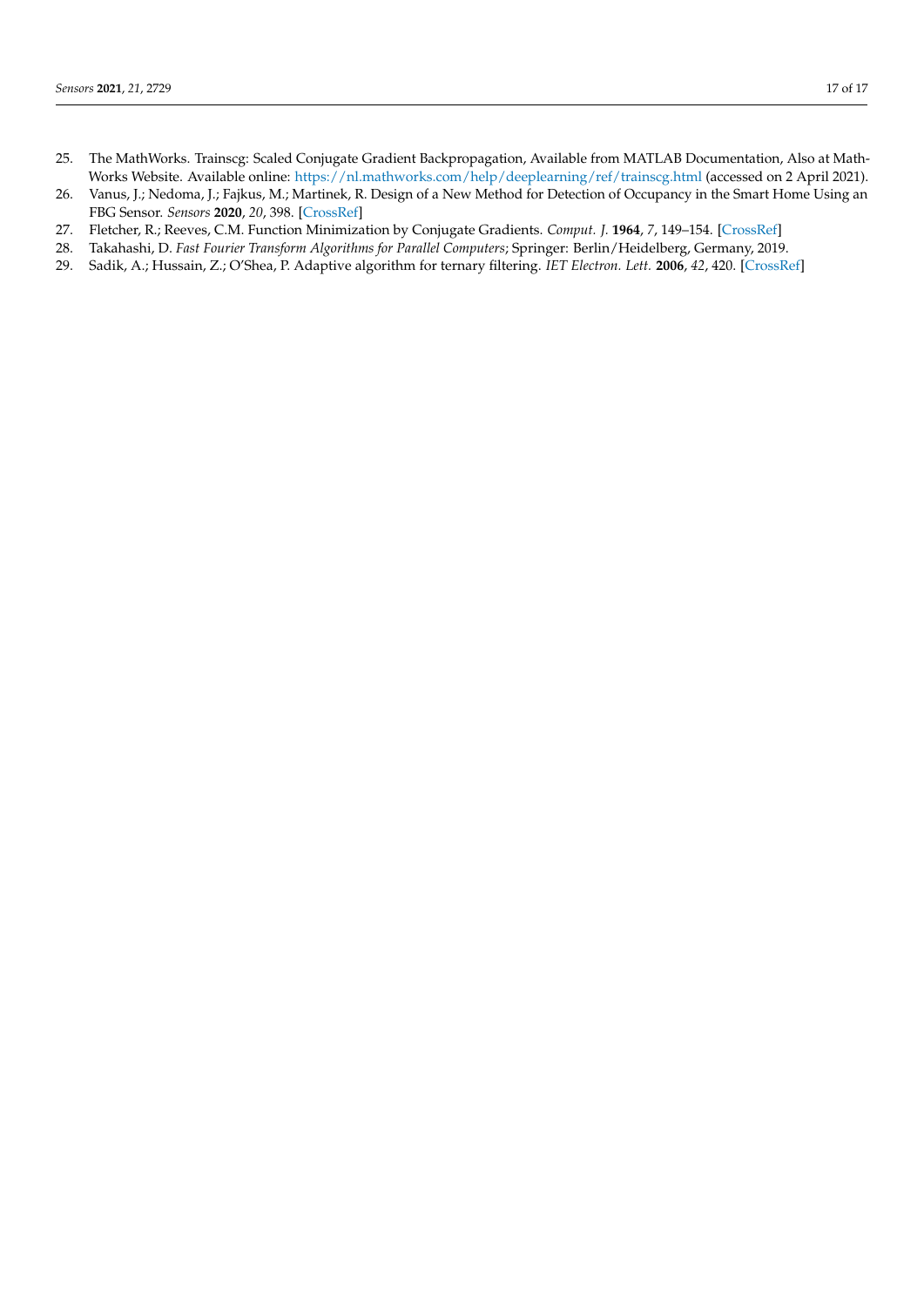25. The MathWorks. Trainscg: Scaled Conjugate Gradient Backpropagation, Available from MATLAB Documentation, Also at MathWorks Website. Available online: https://nl.mathworks.com/help/deeplearning/ref/trainscg.html (accessed on 2 April 2021).
26. Vanus, J.; Nedoma, J.; Fajkus, M.; Martinek, R. Design of a New Method for Detection of Occupancy in the Smart Home Using an FBG Sensor. *Sensors* **2020**, *20*, 398. [CrossRef]
27. Fletcher, R.; Reeves, C.M. Function Minimization by Conjugate Gradients. *Comput. J.* **1964**, *7*, 149–154. [CrossRef]
28. Takahashi, D. *Fast Fourier Transform Algorithms for Parallel Computers*; Springer: Berlin/Heidelberg, Germany, 2019.
29. Sadik, A.; Hussain, Z.; O'Shea, P. Adaptive algorithm for ternary filtering. *IET Electron. Lett.* **2006**, *42*, 420. [CrossRef]